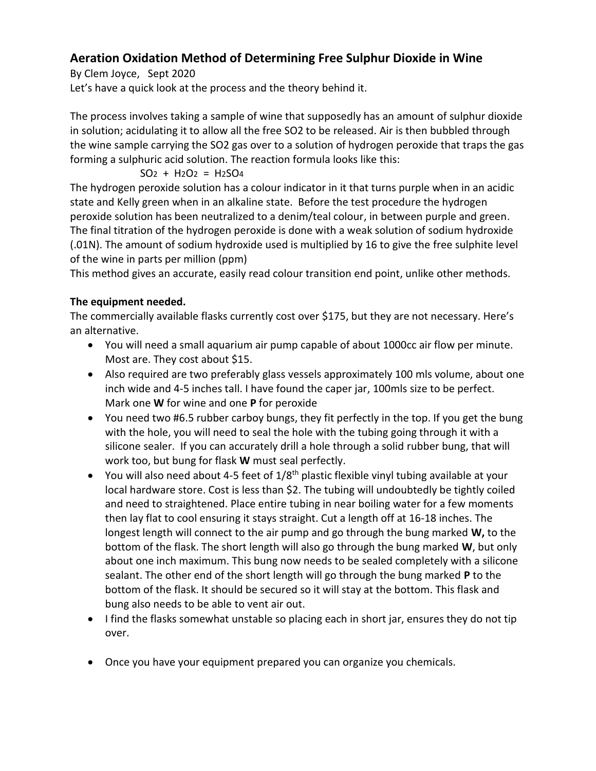# Aeration Oxidation Method of Determining Free Sulphur Dioxide in Wine

By Clem Joyce, Sept 2020

Let's have a quick look at the process and the theory behind it.

The process involves taking a sample of wine that supposedly has an amount of sulphur dioxide in solution; acidulating it to allow all the free SO2 to be released. Air is then bubbled through the wine sample carrying the SO2 gas over to a solution of hydrogen peroxide that traps the gas forming a sulphuric acid solution. The reaction formula looks like this:

$$SO_2 + H_2O_2 = H_2SO_4$$

The hydrogen peroxide solution has a colour indicator in it that turns purple when in an acidic state and Kelly green when in an alkaline state. Before the test procedure the hydrogen peroxide solution has been neutralized to a denim/teal colour, in between purple and green. The final titration of the hydrogen peroxide is done with a weak solution of sodium hydroxide (.01N). The amount of sodium hydroxide used is multiplied by 16 to give the free sulphite level of the wine in parts per million (ppm)

This method gives an accurate, easily read colour transition end point, unlike other methods.

**The equipment needed.**

The commercially available flasks currently cost over $175, but they are not necessary. Here's an alternative.

- You will need a small aquarium air pump capable of about 1000cc air flow per minute. Most are. They cost about $15.
- Also required are two preferably glass vessels approximately 100 mls volume, about one inch wide and 4-5 inches tall. I have found the caper jar, 100mls size to be perfect. Mark one **W** for wine and one **P** for peroxide
- You need two #6.5 rubber carboy bungs, they fit perfectly in the top. If you get the bung with the hole, you will need to seal the hole with the tubing going through it with a silicone sealer. If you can accurately drill a hole through a solid rubber bung, that will work too, but bung for flask **W** must seal perfectly.
- You will also need about 4-5 feet of 1/8th plastic flexible vinyl tubing available at your local hardware store. Cost is less than $2. The tubing will undoubtedly be tightly coiled and need to straightened. Place entire tubing in near boiling water for a few moments then lay flat to cool ensuring it stays straight. Cut a length off at 16-18 inches. The longest length will connect to the air pump and go through the bung marked **W,** to the bottom of the flask. The short length will also go through the bung marked **W**, but only about one inch maximum. This bung now needs to be sealed completely with a silicone sealant. The other end of the short length will go through the bung marked **P** to the bottom of the flask. It should be secured so it will stay at the bottom. This flask and bung also needs to be able to vent air out.
- I find the flasks somewhat unstable so placing each in short jar, ensures they do not tip over.

- Once you have your equipment prepared you can organize you chemicals.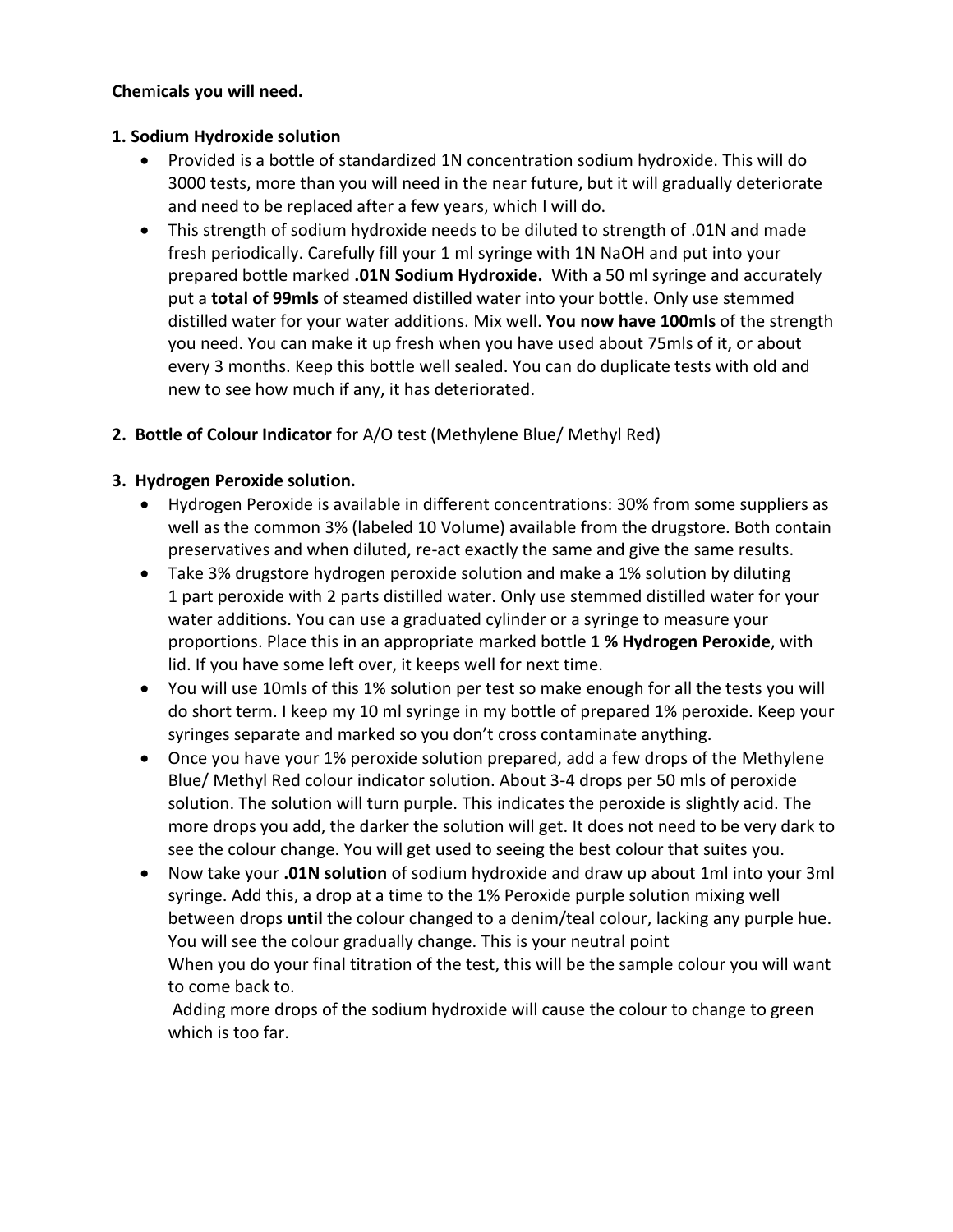**Chemicals you will need.**

**1. Sodium Hydroxide solution**

- Provided is a bottle of standardized 1N concentration sodium hydroxide. This will do 3000 tests, more than you will need in the near future, but it will gradually deteriorate and need to be replaced after a few years, which I will do.
- This strength of sodium hydroxide needs to be diluted to strength of .01N and made fresh periodically. Carefully fill your 1 ml syringe with 1N NaOH and put into your prepared bottle marked **.01N Sodium Hydroxide.** With a 50 ml syringe and accurately put a **total of 99mls** of steamed distilled water into your bottle. Only use stemmed distilled water for your water additions. Mix well. **You now have 100mls** of the strength you need. You can make it up fresh when you have used about 75mls of it, or about every 3 months. Keep this bottle well sealed. You can do duplicate tests with old and new to see how much if any, it has deteriorated.

**2. Bottle of Colour Indicator** for A/O test (Methylene Blue/ Methyl Red)

**3. Hydrogen Peroxide solution.**

- Hydrogen Peroxide is available in different concentrations: 30% from some suppliers as well as the common 3% (labeled 10 Volume) available from the drugstore. Both contain preservatives and when diluted, re-act exactly the same and give the same results.
- Take 3% drugstore hydrogen peroxide solution and make a 1% solution by diluting 1 part peroxide with 2 parts distilled water. Only use stemmed distilled water for your water additions. You can use a graduated cylinder or a syringe to measure your proportions. Place this in an appropriate marked bottle **1 % Hydrogen Peroxide**, with lid. If you have some left over, it keeps well for next time.
- You will use 10mls of this 1% solution per test so make enough for all the tests you will do short term. I keep my 10 ml syringe in my bottle of prepared 1% peroxide. Keep your syringes separate and marked so you don't cross contaminate anything.
- Once you have your 1% peroxide solution prepared, add a few drops of the Methylene Blue/ Methyl Red colour indicator solution. About 3-4 drops per 50 mls of peroxide solution. The solution will turn purple. This indicates the peroxide is slightly acid. The more drops you add, the darker the solution will get. It does not need to be very dark to see the colour change. You will get used to seeing the best colour that suites you.
- Now take your **.01N solution** of sodium hydroxide and draw up about 1ml into your 3ml syringe. Add this, a drop at a time to the 1% Peroxide purple solution mixing well between drops **until** the colour changed to a denim/teal colour, lacking any purple hue. You will see the colour gradually change. This is your neutral point
  When you do your final titration of the test, this will be the sample colour you will want to come back to.
  Adding more drops of the sodium hydroxide will cause the colour to change to green which is too far.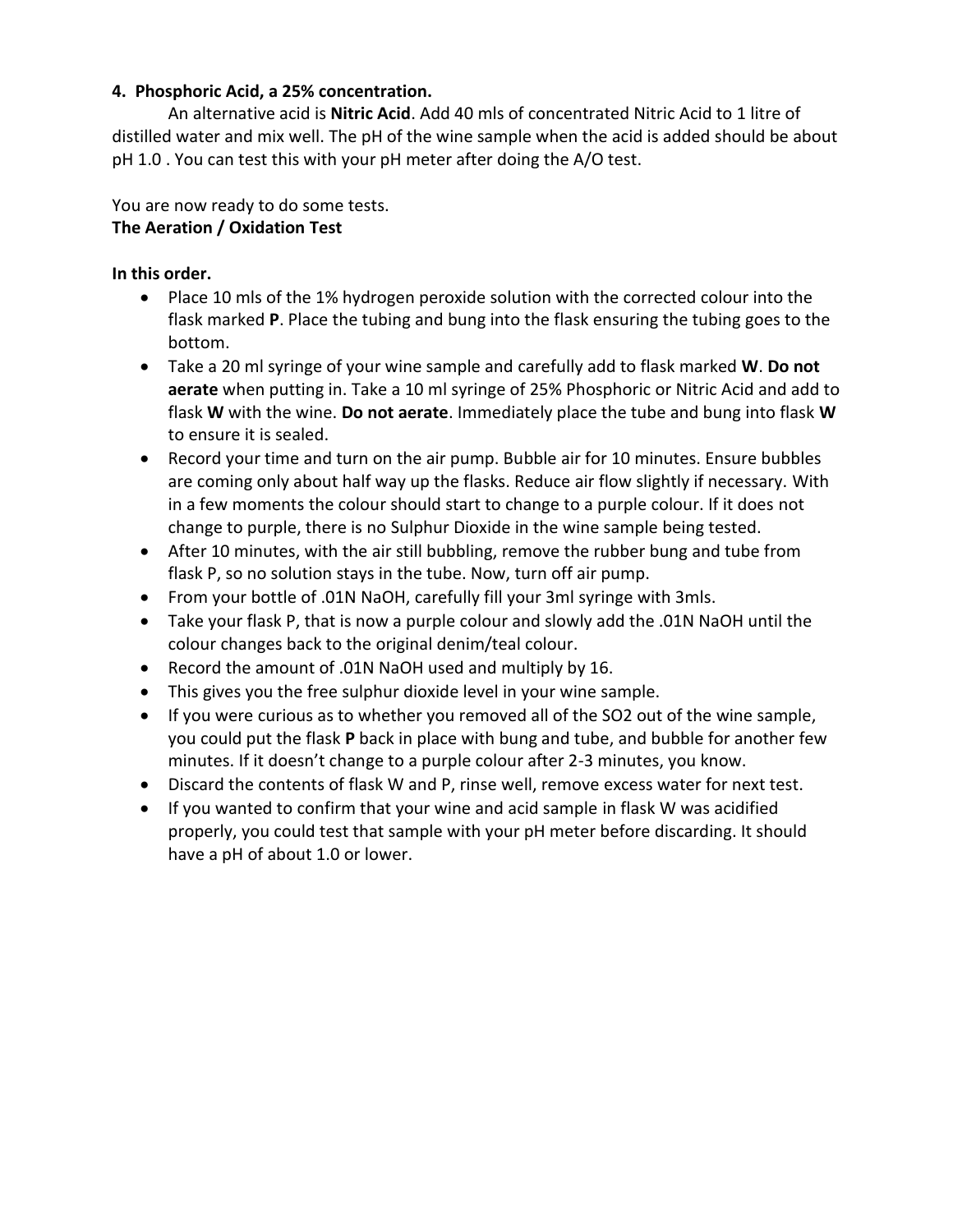**4. Phosphoric Acid, a 25% concentration.**

An alternative acid is **Nitric Acid**. Add 40 mls of concentrated Nitric Acid to 1 litre of distilled water and mix well. The pH of the wine sample when the acid is added should be about pH 1.0 . You can test this with your pH meter after doing the A/O test.

You are now ready to do some tests.

**The Aeration / Oxidation Test**

**In this order.**

- Place 10 mls of the 1% hydrogen peroxide solution with the corrected colour into the flask marked **P**. Place the tubing and bung into the flask ensuring the tubing goes to the bottom.
- Take a 20 ml syringe of your wine sample and carefully add to flask marked **W**. **Do not aerate** when putting in. Take a 10 ml syringe of 25% Phosphoric or Nitric Acid and add to flask **W** with the wine. **Do not aerate**. Immediately place the tube and bung into flask **W** to ensure it is sealed.
- Record your time and turn on the air pump. Bubble air for 10 minutes. Ensure bubbles are coming only about half way up the flasks. Reduce air flow slightly if necessary. With in a few moments the colour should start to change to a purple colour. If it does not change to purple, there is no Sulphur Dioxide in the wine sample being tested.
- After 10 minutes, with the air still bubbling, remove the rubber bung and tube from flask P, so no solution stays in the tube. Now, turn off air pump.
- From your bottle of .01N NaOH, carefully fill your 3ml syringe with 3mls.
- Take your flask P, that is now a purple colour and slowly add the .01N NaOH until the colour changes back to the original denim/teal colour.
- Record the amount of .01N NaOH used and multiply by 16.
- This gives you the free sulphur dioxide level in your wine sample.
- If you were curious as to whether you removed all of the SO2 out of the wine sample, you could put the flask **P** back in place with bung and tube, and bubble for another few minutes. If it doesn't change to a purple colour after 2-3 minutes, you know.
- Discard the contents of flask W and P, rinse well, remove excess water for next test.
- If you wanted to confirm that your wine and acid sample in flask W was acidified properly, you could test that sample with your pH meter before discarding. It should have a pH of about 1.0 or lower.